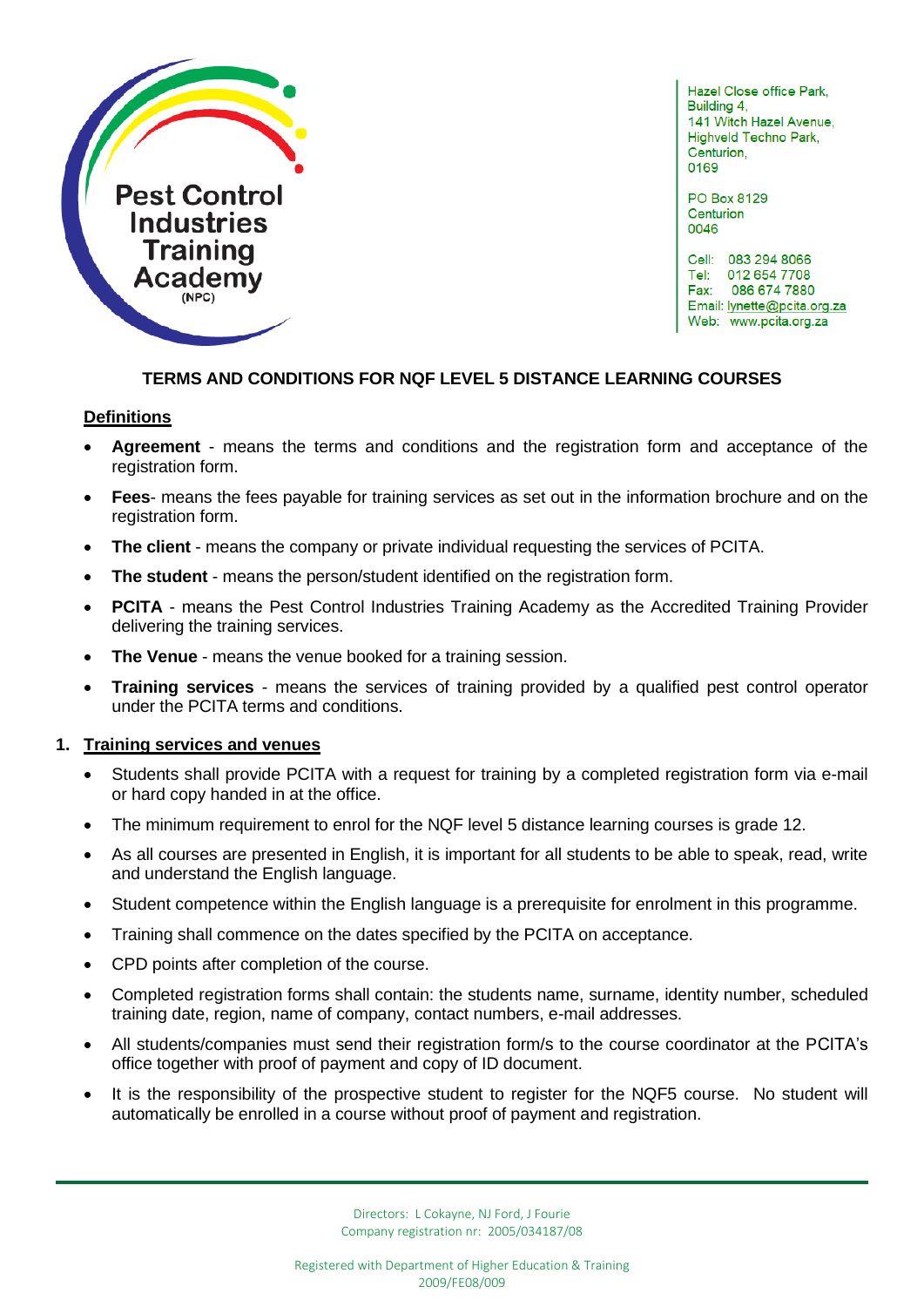Pest Control Industries Training Academy (NPC)

Hazel Close office Park,
Building 4,
141 Witch Hazel Avenue,
Highveld Techno Park,
Centurion,
0169

PO Box 8129
Centurion
0046

Cell: 083 294 8066
Tel: 012 654 7708
Fax: 086 674 7880
Email: lynette@pcita.org.za
Web: www.pcita.org.za

# TERMS AND CONDITIONS FOR NQF LEVEL 5 DISTANCE LEARNING COURSES

## Definitions

- **Agreement** - means the terms and conditions and the registration form and acceptance of the registration form.
- **Fees**- means the fees payable for training services as set out in the information brochure and on the registration form.
- **The client** - means the company or private individual requesting the services of PCITA.
- **The student** - means the person/student identified on the registration form.
- **PCITA** - means the Pest Control Industries Training Academy as the Accredited Training Provider delivering the training services.
- **The Venue** - means the venue booked for a training session.
- **Training services** - means the services of training provided by a qualified pest control operator under the PCITA terms and conditions.

## 1. Training services and venues

- Students shall provide PCITA with a request for training by a completed registration form via e-mail or hard copy handed in at the office.
- The minimum requirement to enrol for the NQF level 5 distance learning courses is grade 12.
- As all courses are presented in English, it is important for all students to be able to speak, read, write and understand the English language.
- Student competence within the English language is a prerequisite for enrolment in this programme.
- Training shall commence on the dates specified by the PCITA on acceptance.
- CPD points after completion of the course.
- Completed registration forms shall contain: the students name, surname, identity number, scheduled training date, region, name of company, contact numbers, e-mail addresses.
- All students/companies must send their registration form/s to the course coordinator at the PCITA's office together with proof of payment and copy of ID document.
- It is the responsibility of the prospective student to register for the NQF5 course. No student will automatically be enrolled in a course without proof of payment and registration.

Directors: L Cokayne, NJ Ford, J Fourie
Company registration nr: 2005/034187/08

Registered with Department of Higher Education & Training
2009/FE08/009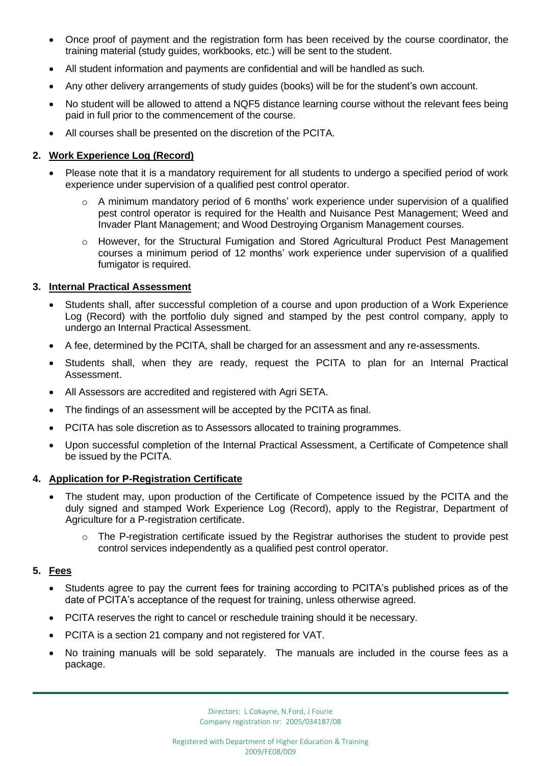- Once proof of payment and the registration form has been received by the course coordinator, the training material (study guides, workbooks, etc.) will be sent to the student.
- All student information and payments are confidential and will be handled as such.
- Any other delivery arrangements of study guides (books) will be for the student's own account.
- No student will be allowed to attend a NQF5 distance learning course without the relevant fees being paid in full prior to the commencement of the course.
- All courses shall be presented on the discretion of the PCITA.

## 2. Work Experience Log (Record)

- Please note that it is a mandatory requirement for all students to undergo a specified period of work experience under supervision of a qualified pest control operator.
  - A minimum mandatory period of 6 months' work experience under supervision of a qualified pest control operator is required for the Health and Nuisance Pest Management; Weed and Invader Plant Management; and Wood Destroying Organism Management courses.
  - However, for the Structural Fumigation and Stored Agricultural Product Pest Management courses a minimum period of 12 months' work experience under supervision of a qualified fumigator is required.

## 3. Internal Practical Assessment

- Students shall, after successful completion of a course and upon production of a Work Experience Log (Record) with the portfolio duly signed and stamped by the pest control company, apply to undergo an Internal Practical Assessment.
- A fee, determined by the PCITA, shall be charged for an assessment and any re-assessments.
- Students shall, when they are ready, request the PCITA to plan for an Internal Practical Assessment.
- All Assessors are accredited and registered with Agri SETA.
- The findings of an assessment will be accepted by the PCITA as final.
- PCITA has sole discretion as to Assessors allocated to training programmes.
- Upon successful completion of the Internal Practical Assessment, a Certificate of Competence shall be issued by the PCITA.

## 4. Application for P-Registration Certificate

- The student may, upon production of the Certificate of Competence issued by the PCITA and the duly signed and stamped Work Experience Log (Record), apply to the Registrar, Department of Agriculture for a P-registration certificate.
  - The P-registration certificate issued by the Registrar authorises the student to provide pest control services independently as a qualified pest control operator.

## 5. Fees

- Students agree to pay the current fees for training according to PCITA's published prices as of the date of PCITA's acceptance of the request for training, unless otherwise agreed.
- PCITA reserves the right to cancel or reschedule training should it be necessary.
- PCITA is a section 21 company and not registered for VAT.
- No training manuals will be sold separately. The manuals are included in the course fees as a package.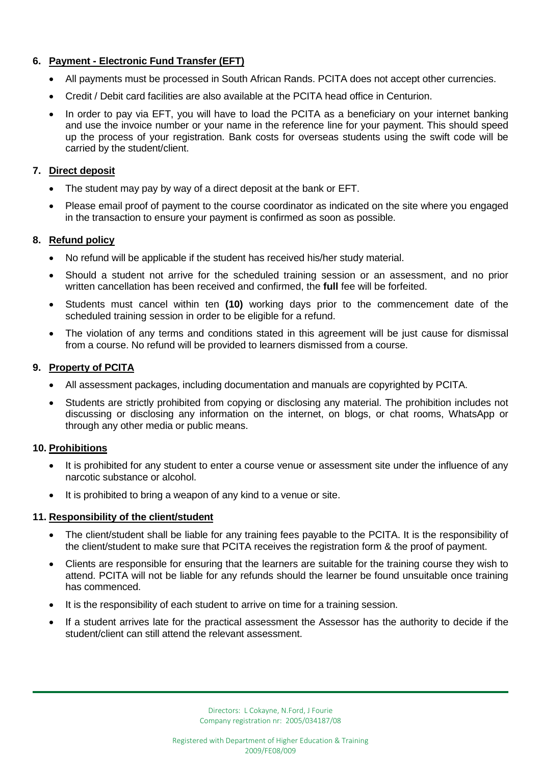## 6. Payment - Electronic Fund Transfer (EFT)

- All payments must be processed in South African Rands. PCITA does not accept other currencies.
- Credit / Debit card facilities are also available at the PCITA head office in Centurion.
- In order to pay via EFT, you will have to load the PCITA as a beneficiary on your internet banking and use the invoice number or your name in the reference line for your payment. This should speed up the process of your registration. Bank costs for overseas students using the swift code will be carried by the student/client.

## 7. Direct deposit

- The student may pay by way of a direct deposit at the bank or EFT.
- Please email proof of payment to the course coordinator as indicated on the site where you engaged in the transaction to ensure your payment is confirmed as soon as possible.

## 8. Refund policy

- No refund will be applicable if the student has received his/her study material.
- Should a student not arrive for the scheduled training session or an assessment, and no prior written cancellation has been received and confirmed, the **full** fee will be forfeited.
- Students must cancel within ten **(10)** working days prior to the commencement date of the scheduled training session in order to be eligible for a refund.
- The violation of any terms and conditions stated in this agreement will be just cause for dismissal from a course. No refund will be provided to learners dismissed from a course.

## 9. Property of PCITA

- All assessment packages, including documentation and manuals are copyrighted by PCITA.
- Students are strictly prohibited from copying or disclosing any material. The prohibition includes not discussing or disclosing any information on the internet, on blogs, or chat rooms, WhatsApp or through any other media or public means.

## 10. Prohibitions

- It is prohibited for any student to enter a course venue or assessment site under the influence of any narcotic substance or alcohol.
- It is prohibited to bring a weapon of any kind to a venue or site.

## 11. Responsibility of the client/student

- The client/student shall be liable for any training fees payable to the PCITA. It is the responsibility of the client/student to make sure that PCITA receives the registration form & the proof of payment.
- Clients are responsible for ensuring that the learners are suitable for the training course they wish to attend. PCITA will not be liable for any refunds should the learner be found unsuitable once training has commenced.
- It is the responsibility of each student to arrive on time for a training session.
- If a student arrives late for the practical assessment the Assessor has the authority to decide if the student/client can still attend the relevant assessment.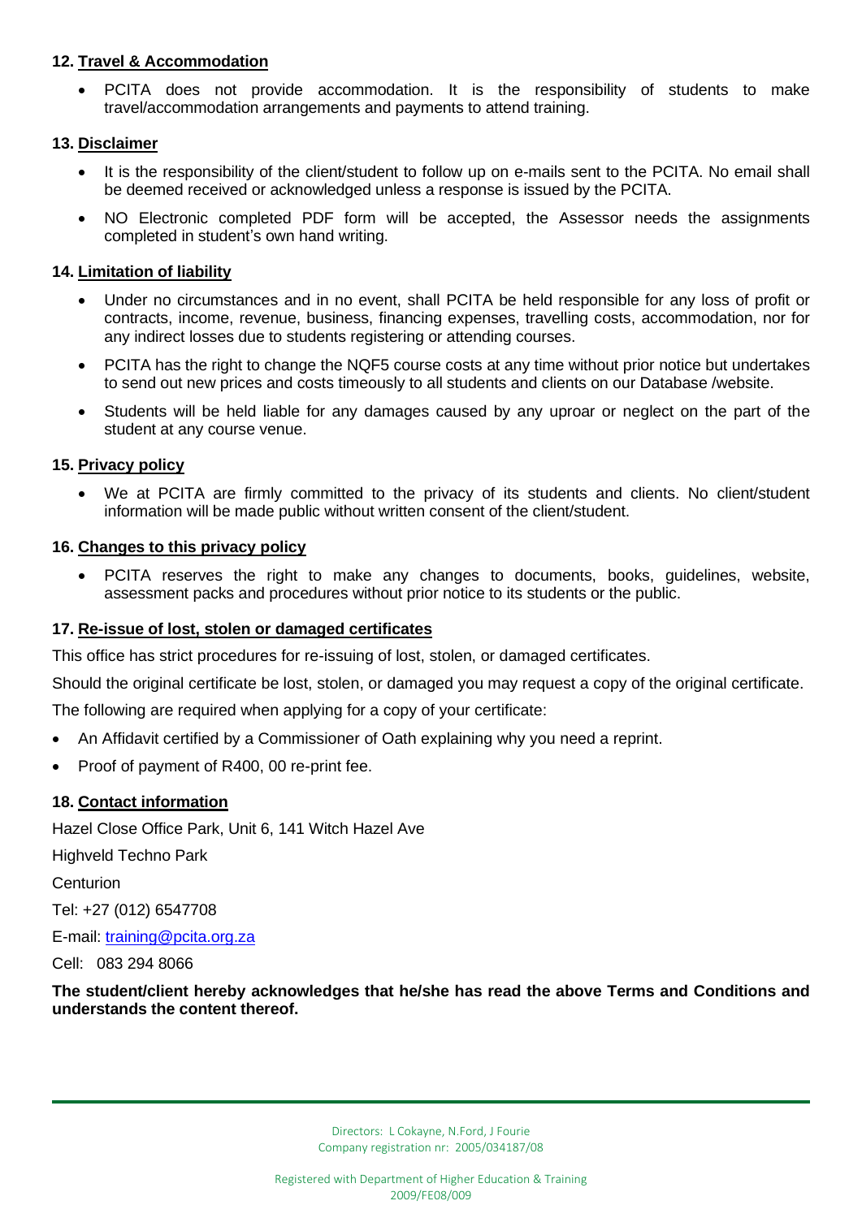**12. Travel & Accommodation**

- PCITA does not provide accommodation. It is the responsibility of students to make travel/accommodation arrangements and payments to attend training.

**13. Disclaimer**

- It is the responsibility of the client/student to follow up on e-mails sent to the PCITA. No email shall be deemed received or acknowledged unless a response is issued by the PCITA.
- NO Electronic completed PDF form will be accepted, the Assessor needs the assignments completed in student's own hand writing.

**14. Limitation of liability**

- Under no circumstances and in no event, shall PCITA be held responsible for any loss of profit or contracts, income, revenue, business, financing expenses, travelling costs, accommodation, nor for any indirect losses due to students registering or attending courses.
- PCITA has the right to change the NQF5 course costs at any time without prior notice but undertakes to send out new prices and costs timeously to all students and clients on our Database /website.
- Students will be held liable for any damages caused by any uproar or neglect on the part of the student at any course venue.

**15. Privacy policy**

- We at PCITA are firmly committed to the privacy of its students and clients. No client/student information will be made public without written consent of the client/student.

**16. Changes to this privacy policy**

- PCITA reserves the right to make any changes to documents, books, guidelines, website, assessment packs and procedures without prior notice to its students or the public.

**17. Re-issue of lost, stolen or damaged certificates**

This office has strict procedures for re-issuing of lost, stolen, or damaged certificates.

Should the original certificate be lost, stolen, or damaged you may request a copy of the original certificate.

The following are required when applying for a copy of your certificate:

- An Affidavit certified by a Commissioner of Oath explaining why you need a reprint.
- Proof of payment of R400, 00 re-print fee.

**18. Contact information**

Hazel Close Office Park, Unit 6, 141 Witch Hazel Ave

Highveld Techno Park

Centurion

Tel: +27 (012) 6547708

E-mail: training@pcita.org.za

Cell: 083 294 8066

**The student/client hereby acknowledges that he/she has read the above Terms and Conditions and understands the content thereof.**

Directors: L Cokayne, N.Ford, J Fourie
Company registration nr: 2005/034187/08

Registered with Department of Higher Education & Training
2009/FE08/009